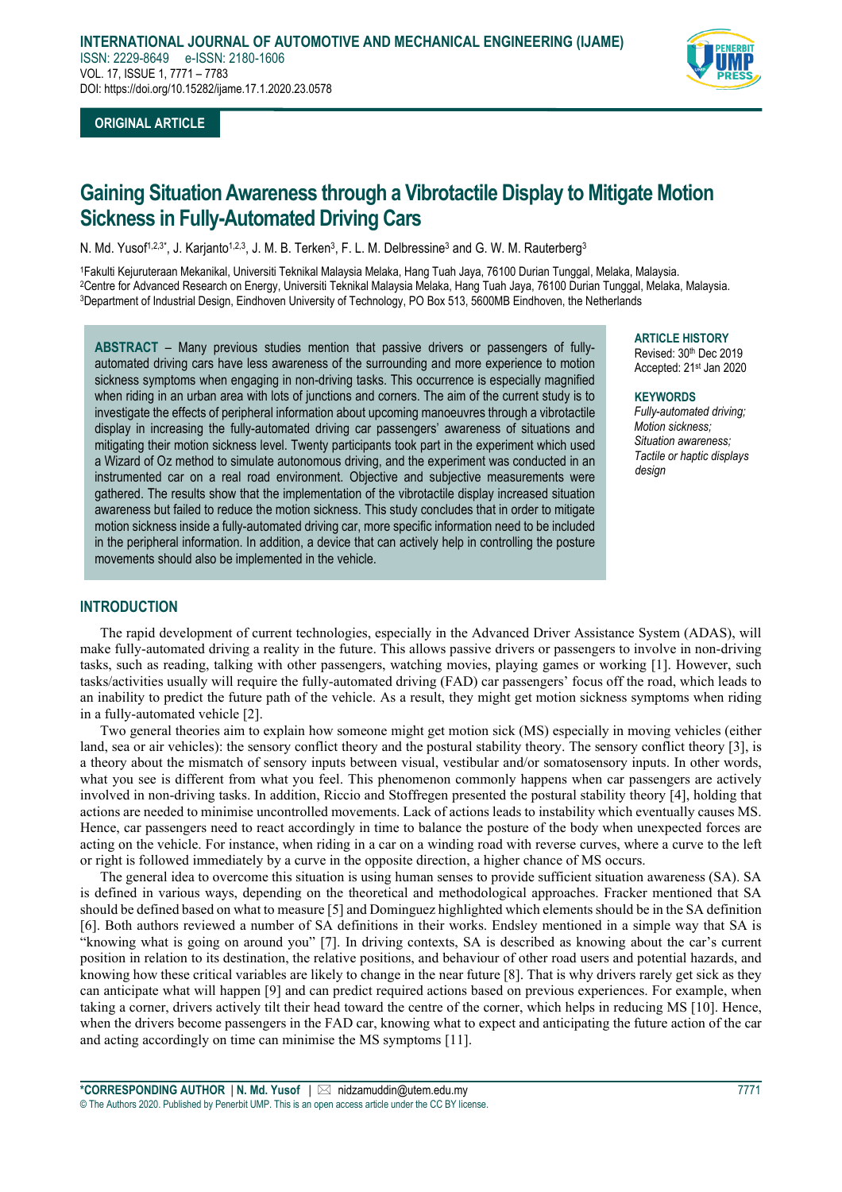ORIGINAL ARTICLE

# Gaining Situation Awareness through a Vibrotactile Display to Mitigate Motion Sickness in Fully-Automated Driving Cars

N. Md. Yusof[1,2,3*], J. Karjanto[1,2,3], J. M. B. Terken[3], F. L. M. Delbressine[3] and G. W. M. Rauterberg[3]

[1]Fakulti Kejuruteraan Mekanikal, Universiti Teknikal Malaysia Melaka, Hang Tuah Jaya, 76100 Durian Tunggal, Melaka, Malaysia.
[2]Centre for Advanced Research on Energy, Universiti Teknikal Malaysia Melaka, Hang Tuah Jaya, 76100 Durian Tunggal, Melaka, Malaysia.
[3]Department of Industrial Design, Eindhoven University of Technology, PO Box 513, 5600MB Eindhoven, the Netherlands

**ABSTRACT** – Many previous studies mention that passive drivers or passengers of fully-automated driving cars have less awareness of the surrounding and more experience to motion sickness symptoms when engaging in non-driving tasks. This occurrence is especially magnified when riding in an urban area with lots of junctions and corners. The aim of the current study is to investigate the effects of peripheral information about upcoming manoeuvres through a vibrotactile display in increasing the fully-automated driving car passengers' awareness of situations and mitigating their motion sickness level. Twenty participants took part in the experiment which used a Wizard of Oz method to simulate autonomous driving, and the experiment was conducted in an instrumented car on a real road environment. Objective and subjective measurements were gathered. The results show that the implementation of the vibrotactile display increased situation awareness but failed to reduce the motion sickness. This study concludes that in order to mitigate motion sickness inside a fully-automated driving car, more specific information need to be included in the peripheral information. In addition, a device that can actively help in controlling the posture movements should also be implemented in the vehicle.

**ARTICLE HISTORY**
Revised: 30th Dec 2019
Accepted: 21st Jan 2020

**KEYWORDS**
*Fully-automated driving; Motion sickness; Situation awareness; Tactile or haptic displays design*

## INTRODUCTION

The rapid development of current technologies, especially in the Advanced Driver Assistance System (ADAS), will make fully-automated driving a reality in the future. This allows passive drivers or passengers to involve in non-driving tasks, such as reading, talking with other passengers, watching movies, playing games or working [1]. However, such tasks/activities usually will require the fully-automated driving (FAD) car passengers' focus off the road, which leads to an inability to predict the future path of the vehicle. As a result, they might get motion sickness symptoms when riding in a fully-automated vehicle [2].

Two general theories aim to explain how someone might get motion sick (MS) especially in moving vehicles (either land, sea or air vehicles): the sensory conflict theory and the postural stability theory. The sensory conflict theory [3], is a theory about the mismatch of sensory inputs between visual, vestibular and/or somatosensory inputs. In other words, what you see is different from what you feel. This phenomenon commonly happens when car passengers are actively involved in non-driving tasks. In addition, Riccio and Stoffregen presented the postural stability theory [4], holding that actions are needed to minimise uncontrolled movements. Lack of actions leads to instability which eventually causes MS. Hence, car passengers need to react accordingly in time to balance the posture of the body when unexpected forces are acting on the vehicle. For instance, when riding in a car on a winding road with reverse curves, where a curve to the left or right is followed immediately by a curve in the opposite direction, a higher chance of MS occurs.

The general idea to overcome this situation is using human senses to provide sufficient situation awareness (SA). SA is defined in various ways, depending on the theoretical and methodological approaches. Fracker mentioned that SA should be defined based on what to measure [5] and Dominguez highlighted which elements should be in the SA definition [6]. Both authors reviewed a number of SA definitions in their works. Endsley mentioned in a simple way that SA is "knowing what is going on around you" [7]. In driving contexts, SA is described as knowing about the car's current position in relation to its destination, the relative positions, and behaviour of other road users and potential hazards, and knowing how these critical variables are likely to change in the near future [8]. That is why drivers rarely get sick as they can anticipate what will happen [9] and can predict required actions based on previous experiences. For example, when taking a corner, drivers actively tilt their head toward the centre of the corner, which helps in reducing MS [10]. Hence, when the drivers become passengers in the FAD car, knowing what to expect and anticipating the future action of the car and acting accordingly on time can minimise the MS symptoms [11].

**\*CORRESPONDING AUTHOR** | **N. Md. Yusof** | nidzamuddin@utem.edu.my
© The Authors 2020. Published by Penerbit UMP. This is an open access article under the CC BY license.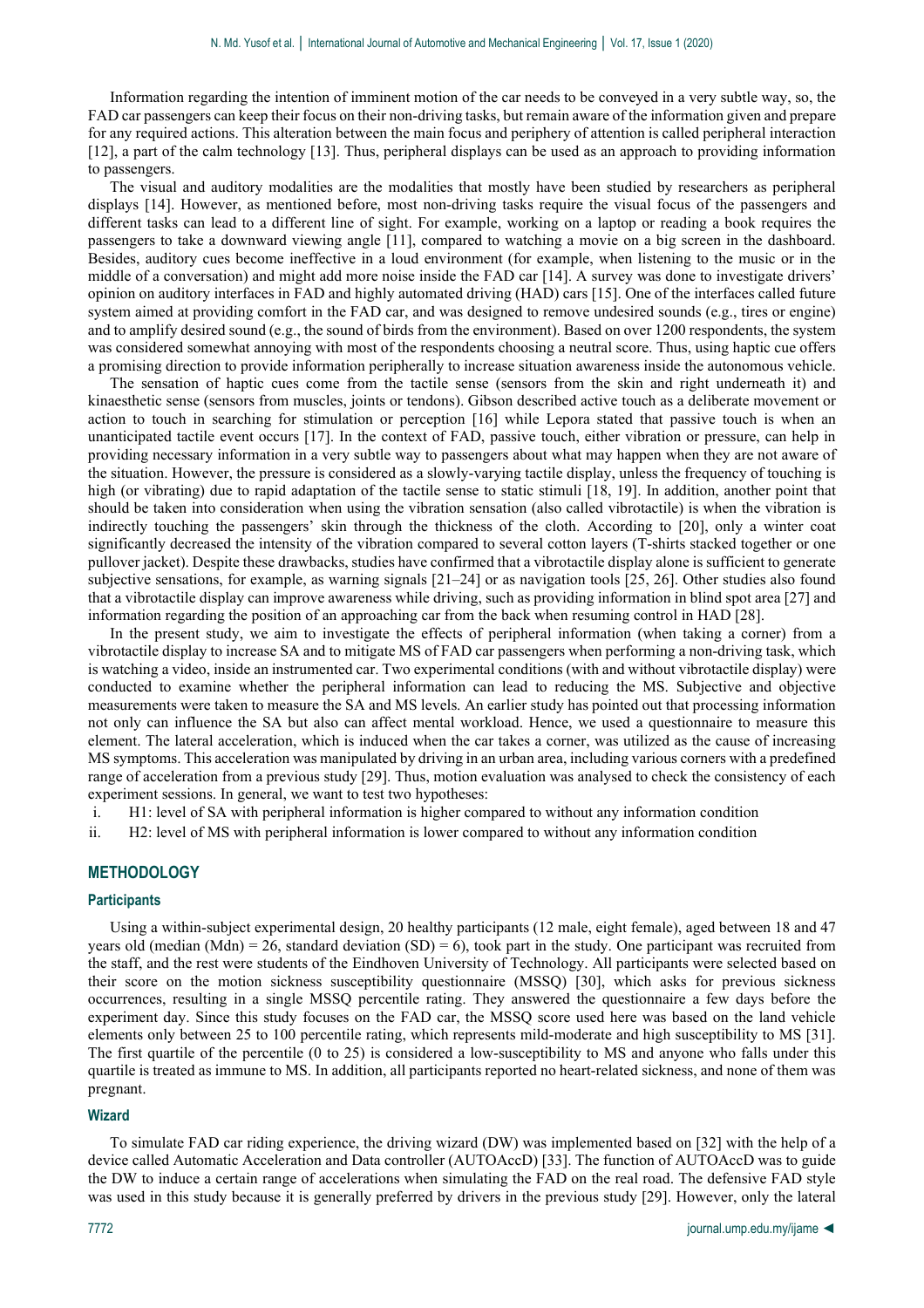Information regarding the intention of imminent motion of the car needs to be conveyed in a very subtle way, so, the FAD car passengers can keep their focus on their non-driving tasks, but remain aware of the information given and prepare for any required actions. This alteration between the main focus and periphery of attention is called peripheral interaction [12], a part of the calm technology [13]. Thus, peripheral displays can be used as an approach to providing information to passengers.

The visual and auditory modalities are the modalities that mostly have been studied by researchers as peripheral displays [14]. However, as mentioned before, most non-driving tasks require the visual focus of the passengers and different tasks can lead to a different line of sight. For example, working on a laptop or reading a book requires the passengers to take a downward viewing angle [11], compared to watching a movie on a big screen in the dashboard. Besides, auditory cues become ineffective in a loud environment (for example, when listening to the music or in the middle of a conversation) and might add more noise inside the FAD car [14]. A survey was done to investigate drivers' opinion on auditory interfaces in FAD and highly automated driving (HAD) cars [15]. One of the interfaces called future system aimed at providing comfort in the FAD car, and was designed to remove undesired sounds (e.g., tires or engine) and to amplify desired sound (e.g., the sound of birds from the environment). Based on over 1200 respondents, the system was considered somewhat annoying with most of the respondents choosing a neutral score. Thus, using haptic cue offers a promising direction to provide information peripherally to increase situation awareness inside the autonomous vehicle.

The sensation of haptic cues come from the tactile sense (sensors from the skin and right underneath it) and kinaesthetic sense (sensors from muscles, joints or tendons). Gibson described active touch as a deliberate movement or action to touch in searching for stimulation or perception [16] while Lepora stated that passive touch is when an unanticipated tactile event occurs [17]. In the context of FAD, passive touch, either vibration or pressure, can help in providing necessary information in a very subtle way to passengers about what may happen when they are not aware of the situation. However, the pressure is considered as a slowly-varying tactile display, unless the frequency of touching is high (or vibrating) due to rapid adaptation of the tactile sense to static stimuli [18, 19]. In addition, another point that should be taken into consideration when using the vibration sensation (also called vibrotactile) is when the vibration is indirectly touching the passengers' skin through the thickness of the cloth. According to [20], only a winter coat significantly decreased the intensity of the vibration compared to several cotton layers (T-shirts stacked together or one pullover jacket). Despite these drawbacks, studies have confirmed that a vibrotactile display alone is sufficient to generate subjective sensations, for example, as warning signals [21–24] or as navigation tools [25, 26]. Other studies also found that a vibrotactile display can improve awareness while driving, such as providing information in blind spot area [27] and information regarding the position of an approaching car from the back when resuming control in HAD [28].

In the present study, we aim to investigate the effects of peripheral information (when taking a corner) from a vibrotactile display to increase SA and to mitigate MS of FAD car passengers when performing a non-driving task, which is watching a video, inside an instrumented car. Two experimental conditions (with and without vibrotactile display) were conducted to examine whether the peripheral information can lead to reducing the MS. Subjective and objective measurements were taken to measure the SA and MS levels. An earlier study has pointed out that processing information not only can influence the SA but also can affect mental workload. Hence, we used a questionnaire to measure this element. The lateral acceleration, which is induced when the car takes a corner, was utilized as the cause of increasing MS symptoms. This acceleration was manipulated by driving in an urban area, including various corners with a predefined range of acceleration from a previous study [29]. Thus, motion evaluation was analysed to check the consistency of each experiment sessions. In general, we want to test two hypotheses:

i. H1: level of SA with peripheral information is higher compared to without any information condition
ii. H2: level of MS with peripheral information is lower compared to without any information condition

## METHODOLOGY

### Participants

Using a within-subject experimental design, 20 healthy participants (12 male, eight female), aged between 18 and 47 years old (median (Mdn) = 26, standard deviation (SD) = 6), took part in the study. One participant was recruited from the staff, and the rest were students of the Eindhoven University of Technology. All participants were selected based on their score on the motion sickness susceptibility questionnaire (MSSQ) [30], which asks for previous sickness occurrences, resulting in a single MSSQ percentile rating. They answered the questionnaire a few days before the experiment day. Since this study focuses on the FAD car, the MSSQ score used here was based on the land vehicle elements only between 25 to 100 percentile rating, which represents mild-moderate and high susceptibility to MS [31]. The first quartile of the percentile (0 to 25) is considered a low-susceptibility to MS and anyone who falls under this quartile is treated as immune to MS. In addition, all participants reported no heart-related sickness, and none of them was pregnant.

### Wizard

To simulate FAD car riding experience, the driving wizard (DW) was implemented based on [32] with the help of a device called Automatic Acceleration and Data controller (AUTOAccD) [33]. The function of AUTOAccD was to guide the DW to induce a certain range of accelerations when simulating the FAD on the real road. The defensive FAD style was used in this study because it is generally preferred by drivers in the previous study [29]. However, only the lateral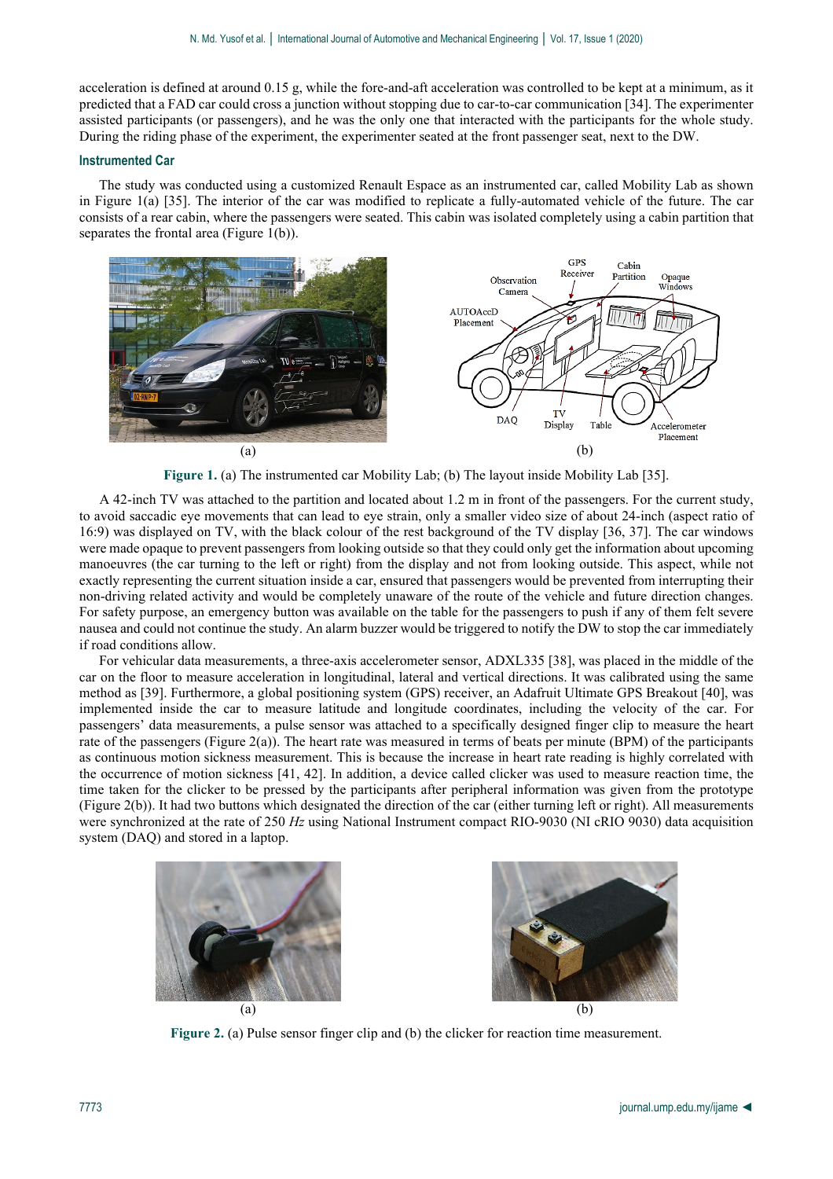acceleration is defined at around 0.15 g, while the fore-and-aft acceleration was controlled to be kept at a minimum, as it predicted that a FAD car could cross a junction without stopping due to car-to-car communication [34]. The experimenter assisted participants (or passengers), and he was the only one that interacted with the participants for the whole study. During the riding phase of the experiment, the experimenter seated at the front passenger seat, next to the DW.

### Instrumented Car

The study was conducted using a customized Renault Espace as an instrumented car, called Mobility Lab as shown in Figure 1(a) [35]. The interior of the car was modified to replicate a fully-automated vehicle of the future. The car consists of a rear cabin, where the passengers were seated. This cabin was isolated completely using a cabin partition that separates the frontal area (Figure 1(b)).

GPS Receiver
Cabin Partition
Observation Camera
Opaque Windows
AUTOAccD Placement
DAQ
TV Display
Table
Accelerometer Placement

(a) (b)

**Figure 1.** (a) The instrumented car Mobility Lab; (b) The layout inside Mobility Lab [35].

A 42-inch TV was attached to the partition and located about 1.2 m in front of the passengers. For the current study, to avoid saccadic eye movements that can lead to eye strain, only a smaller video size of about 24-inch (aspect ratio of 16:9) was displayed on TV, with the black colour of the rest background of the TV display [36, 37]. The car windows were made opaque to prevent passengers from looking outside so that they could only get the information about upcoming manoeuvres (the car turning to the left or right) from the display and not from looking outside. This aspect, while not exactly representing the current situation inside a car, ensured that passengers would be prevented from interrupting their non-driving related activity and would be completely unaware of the route of the vehicle and future direction changes. For safety purpose, an emergency button was available on the table for the passengers to push if any of them felt severe nausea and could not continue the study. An alarm buzzer would be triggered to notify the DW to stop the car immediately if road conditions allow.

For vehicular data measurements, a three-axis accelerometer sensor, ADXL335 [38], was placed in the middle of the car on the floor to measure acceleration in longitudinal, lateral and vertical directions. It was calibrated using the same method as [39]. Furthermore, a global positioning system (GPS) receiver, an Adafruit Ultimate GPS Breakout [40], was implemented inside the car to measure latitude and longitude coordinates, including the velocity of the car. For passengers' data measurements, a pulse sensor was attached to a specifically designed finger clip to measure the heart rate of the passengers (Figure 2(a)). The heart rate was measured in terms of beats per minute (BPM) of the participants as continuous motion sickness measurement. This is because the increase in heart rate reading is highly correlated with the occurrence of motion sickness [41, 42]. In addition, a device called clicker was used to measure reaction time, the time taken for the clicker to be pressed by the participants after peripheral information was given from the prototype (Figure 2(b)). It had two buttons which designated the direction of the car (either turning left or right). All measurements were synchronized at the rate of 250 *Hz* using National Instrument compact RIO-9030 (NI cRIO 9030) data acquisition system (DAQ) and stored in a laptop.

(a) (b)

**Figure 2.** (a) Pulse sensor finger clip and (b) the clicker for reaction time measurement.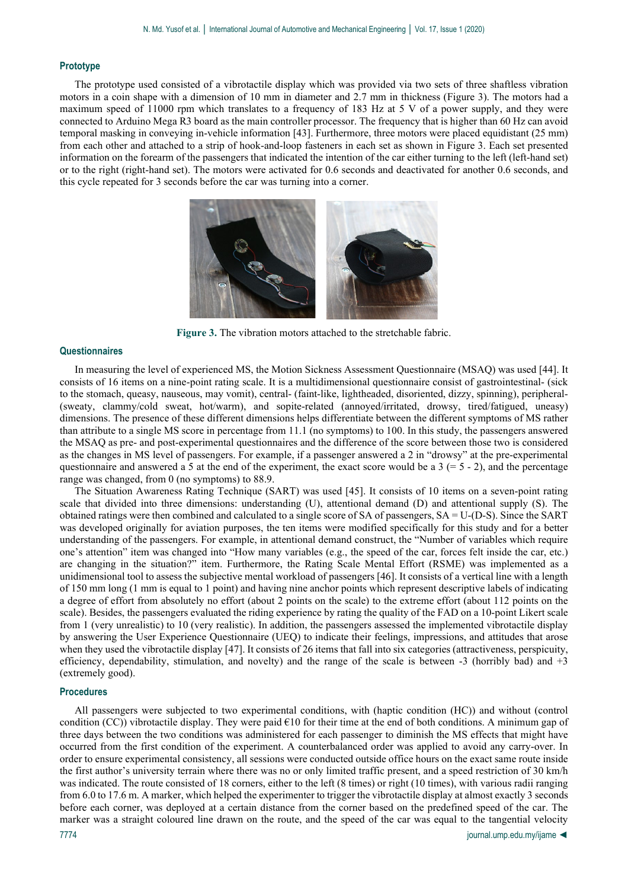### Prototype

The prototype used consisted of a vibrotactile display which was provided via two sets of three shaftless vibration motors in a coin shape with a dimension of 10 mm in diameter and 2.7 mm in thickness (Figure 3). The motors had a maximum speed of 11000 rpm which translates to a frequency of 183 Hz at 5 V of a power supply, and they were connected to Arduino Mega R3 board as the main controller processor. The frequency that is higher than 60 Hz can avoid temporal masking in conveying in-vehicle information [43]. Furthermore, three motors were placed equidistant (25 mm) from each other and attached to a strip of hook-and-loop fasteners in each set as shown in Figure 3. Each set presented information on the forearm of the passengers that indicated the intention of the car either turning to the left (left-hand set) or to the right (right-hand set). The motors were activated for 0.6 seconds and deactivated for another 0.6 seconds, and this cycle repeated for 3 seconds before the car was turning into a corner.

**Figure 3.** The vibration motors attached to the stretchable fabric.

### Questionnaires

In measuring the level of experienced MS, the Motion Sickness Assessment Questionnaire (MSAQ) was used [44]. It consists of 16 items on a nine-point rating scale. It is a multidimensional questionnaire consist of gastrointestinal- (sick to the stomach, queasy, nauseous, may vomit), central- (faint-like, lightheaded, disoriented, dizzy, spinning), peripheral- (sweaty, clammy/cold sweat, hot/warm), and sopite-related (annoyed/irritated, drowsy, tired/fatigued, uneasy) dimensions. The presence of these different dimensions helps differentiate between the different symptoms of MS rather than attribute to a single MS score in percentage from 11.1 (no symptoms) to 100. In this study, the passengers answered the MSAQ as pre- and post-experimental questionnaires and the difference of the score between those two is considered as the changes in MS level of passengers. For example, if a passenger answered a 2 in "drowsy" at the pre-experimental questionnaire and answered a 5 at the end of the experiment, the exact score would be a 3 (= 5 - 2), and the percentage range was changed, from 0 (no symptoms) to 88.9.

The Situation Awareness Rating Technique (SART) was used [45]. It consists of 10 items on a seven-point rating scale that divided into three dimensions: understanding (U), attentional demand (D) and attentional supply (S). The obtained ratings were then combined and calculated to a single score of SA of passengers, SA = U-(D-S). Since the SART was developed originally for aviation purposes, the ten items were modified specifically for this study and for a better understanding of the passengers. For example, in attentional demand construct, the "Number of variables which require one's attention" item was changed into "How many variables (e.g., the speed of the car, forces felt inside the car, etc.) are changing in the situation?" item. Furthermore, the Rating Scale Mental Effort (RSME) was implemented as a unidimensional tool to assess the subjective mental workload of passengers [46]. It consists of a vertical line with a length of 150 mm long (1 mm is equal to 1 point) and having nine anchor points which represent descriptive labels of indicating a degree of effort from absolutely no effort (about 2 points on the scale) to the extreme effort (about 112 points on the scale). Besides, the passengers evaluated the riding experience by rating the quality of the FAD on a 10-point Likert scale from 1 (very unrealistic) to 10 (very realistic). In addition, the passengers assessed the implemented vibrotactile display by answering the User Experience Questionnaire (UEQ) to indicate their feelings, impressions, and attitudes that arose when they used the vibrotactile display [47]. It consists of 26 items that fall into six categories (attractiveness, perspicuity, efficiency, dependability, stimulation, and novelty) and the range of the scale is between -3 (horribly bad) and +3 (extremely good).

### Procedures

All passengers were subjected to two experimental conditions, with (haptic condition (HC)) and without (control condition (CC)) vibrotactile display. They were paid €10 for their time at the end of both conditions. A minimum gap of three days between the two conditions was administered for each passenger to diminish the MS effects that might have occurred from the first condition of the experiment. A counterbalanced order was applied to avoid any carry-over. In order to ensure experimental consistency, all sessions were conducted outside office hours on the exact same route inside the first author's university terrain where there was no or only limited traffic present, and a speed restriction of 30 km/h was indicated. The route consisted of 18 corners, either to the left (8 times) or right (10 times), with various radii ranging from 6.0 to 17.6 m. A marker, which helped the experimenter to trigger the vibrotactile display at almost exactly 3 seconds before each corner, was deployed at a certain distance from the corner based on the predefined speed of the car. The marker was a straight coloured line drawn on the route, and the speed of the car was equal to the tangential velocity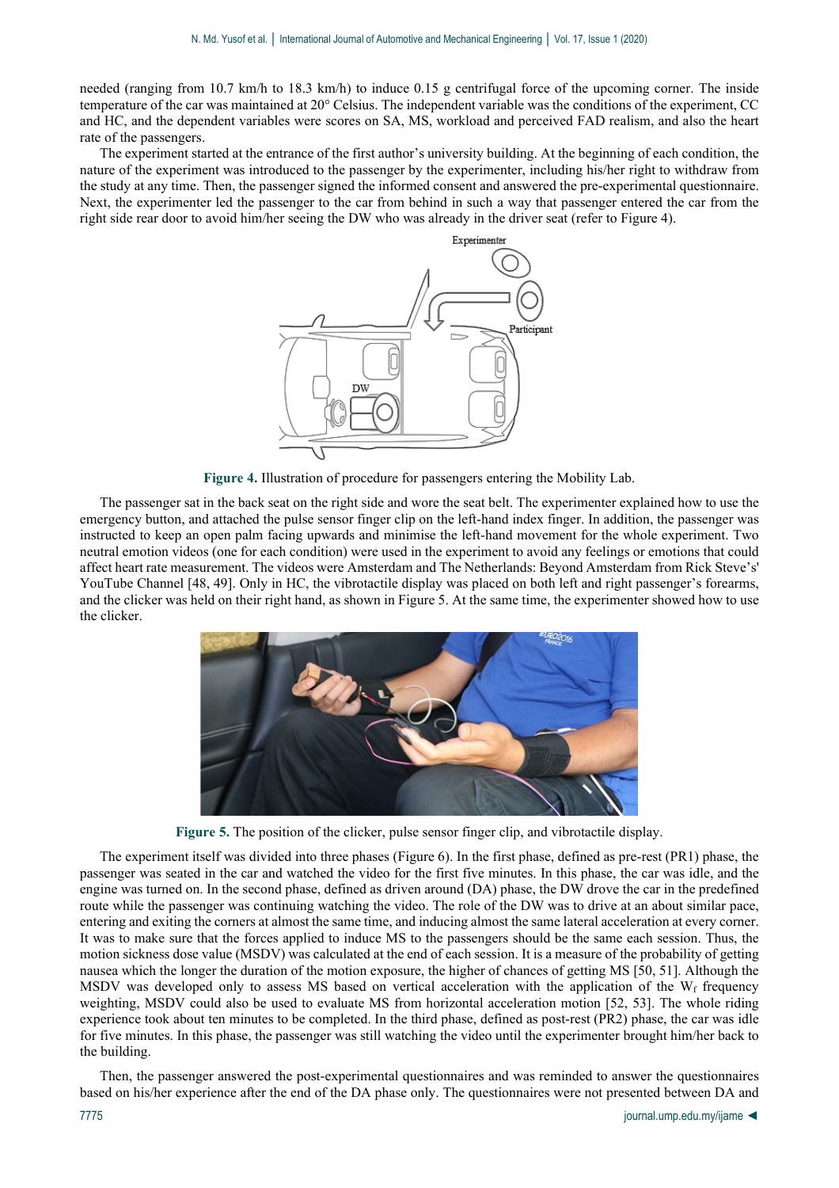needed (ranging from 10.7 km/h to 18.3 km/h) to induce 0.15 g centrifugal force of the upcoming corner. The inside temperature of the car was maintained at 20° Celsius. The independent variable was the conditions of the experiment, CC and HC, and the dependent variables were scores on SA, MS, workload and perceived FAD realism, and also the heart rate of the passengers.

The experiment started at the entrance of the first author's university building. At the beginning of each condition, the nature of the experiment was introduced to the passenger by the experimenter, including his/her right to withdraw from the study at any time. Then, the passenger signed the informed consent and answered the pre-experimental questionnaire. Next, the experimenter led the passenger to the car from behind in such a way that passenger entered the car from the right side rear door to avoid him/her seeing the DW who was already in the driver seat (refer to Figure 4).

Experimenter

Participant

DW

**Figure 4.** Illustration of procedure for passengers entering the Mobility Lab.

The passenger sat in the back seat on the right side and wore the seat belt. The experimenter explained how to use the emergency button, and attached the pulse sensor finger clip on the left-hand index finger. In addition, the passenger was instructed to keep an open palm facing upwards and minimise the left-hand movement for the whole experiment. Two neutral emotion videos (one for each condition) were used in the experiment to avoid any feelings or emotions that could affect heart rate measurement. The videos were Amsterdam and The Netherlands: Beyond Amsterdam from Rick Steve's' YouTube Channel [48, 49]. Only in HC, the vibrotactile display was placed on both left and right passenger's forearms, and the clicker was held on their right hand, as shown in Figure 5. At the same time, the experimenter showed how to use the clicker.

**Figure 5.** The position of the clicker, pulse sensor finger clip, and vibrotactile display.

The experiment itself was divided into three phases (Figure 6). In the first phase, defined as pre-rest (PR1) phase, the passenger was seated in the car and watched the video for the first five minutes. In this phase, the car was idle, and the engine was turned on. In the second phase, defined as driven around (DA) phase, the DW drove the car in the predefined route while the passenger was continuing watching the video. The role of the DW was to drive at an about similar pace, entering and exiting the corners at almost the same time, and inducing almost the same lateral acceleration at every corner. It was to make sure that the forces applied to induce MS to the passengers should be the same each session. Thus, the motion sickness dose value (MSDV) was calculated at the end of each session. It is a measure of the probability of getting nausea which the longer the duration of the motion exposure, the higher of chances of getting MS [50, 51]. Although the MSDV was developed only to assess MS based on vertical acceleration with the application of the $W_f$ frequency weighting, MSDV could also be used to evaluate MS from horizontal acceleration motion [52, 53]. The whole riding experience took about ten minutes to be completed. In the third phase, defined as post-rest (PR2) phase, the car was idle for five minutes. In this phase, the passenger was still watching the video until the experimenter brought him/her back to the building.

Then, the passenger answered the post-experimental questionnaires and was reminded to answer the questionnaires based on his/her experience after the end of the DA phase only. The questionnaires were not presented between DA and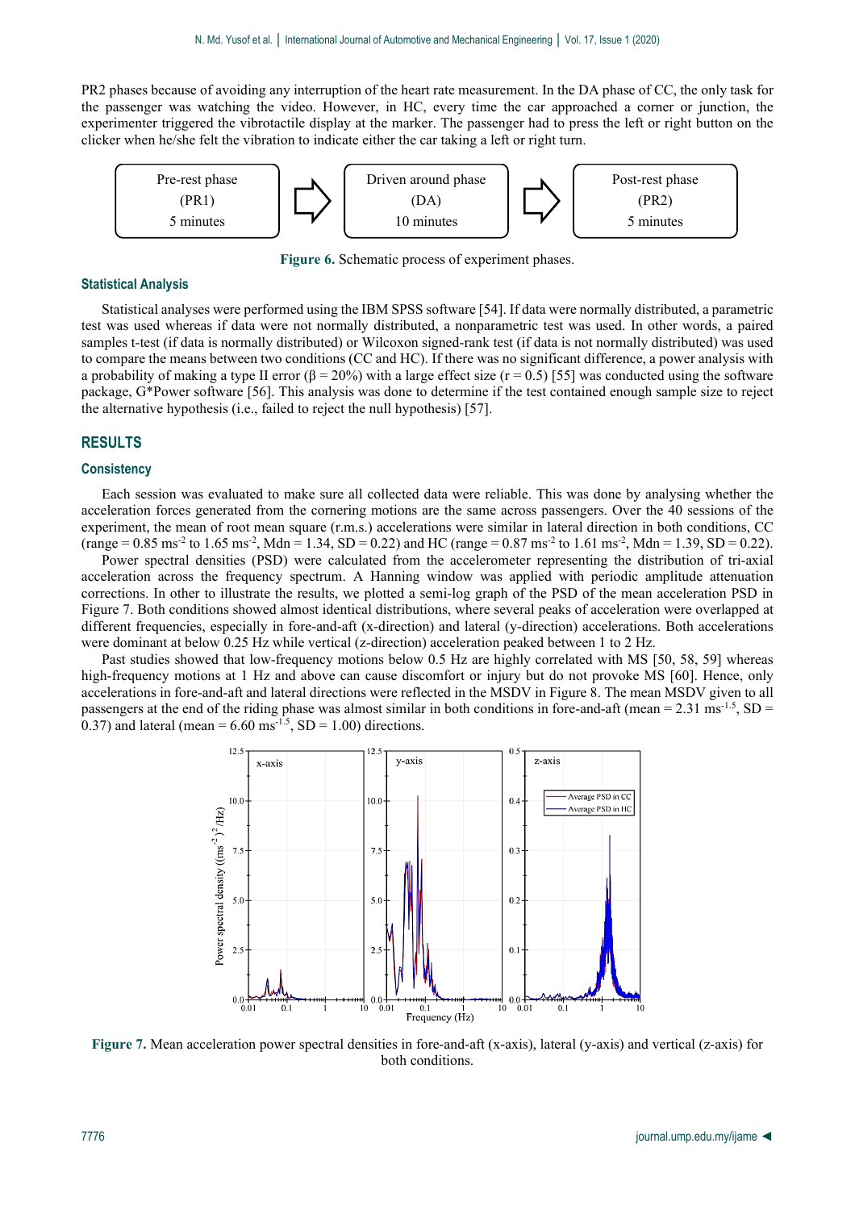PR2 phases because of avoiding any interruption of the heart rate measurement. In the DA phase of CC, the only task for the passenger was watching the video. However, in HC, every time the car approached a corner or junction, the experimenter triggered the vibrotactile display at the marker. The passenger had to press the left or right button on the clicker when he/she felt the vibration to indicate either the car taking a left or right turn.

Pre-rest phase (PR1) 5 minutes

Driven around phase (DA) 10 minutes

Post-rest phase (PR2) 5 minutes

**Figure 6.** Schematic process of experiment phases.

### Statistical Analysis

Statistical analyses were performed using the IBM SPSS software [54]. If data were normally distributed, a parametric test was used whereas if data were not normally distributed, a nonparametric test was used. In other words, a paired samples t-test (if data is normally distributed) or Wilcoxon signed-rank test (if data is not normally distributed) was used to compare the means between two conditions (CC and HC). If there was no significant difference, a power analysis with a probability of making a type II error ($\beta = 20\%$) with a large effect size ($r = 0.5$) [55] was conducted using the software package, G*Power software [56]. This analysis was done to determine if the test contained enough sample size to reject the alternative hypothesis (i.e., failed to reject the null hypothesis) [57].

## RESULTS

### Consistency

Each session was evaluated to make sure all collected data were reliable. This was done by analysing whether the acceleration forces generated from the cornering motions are the same across passengers. Over the 40 sessions of the experiment, the mean of root mean square (r.m.s.) accelerations were similar in lateral direction in both conditions, CC (range = 0.85 $ms^{-2}$ to 1.65 $ms^{-2}$, Mdn = 1.34, SD = 0.22) and HC (range = 0.87 $ms^{-2}$ to 1.61 $ms^{-2}$, Mdn = 1.39, SD = 0.22).

Power spectral densities (PSD) were calculated from the accelerometer representing the distribution of tri-axial acceleration across the frequency spectrum. A Hanning window was applied with periodic amplitude attenuation corrections. In other to illustrate the results, we plotted a semi-log graph of the PSD of the mean acceleration PSD in Figure 7. Both conditions showed almost identical distributions, where several peaks of acceleration were overlapped at different frequencies, especially in fore-and-aft (x-direction) and lateral (y-direction) accelerations. Both accelerations were dominant at below 0.25 Hz while vertical (z-direction) acceleration peaked between 1 to 2 Hz.

Past studies showed that low-frequency motions below 0.5 Hz are highly correlated with MS [50, 58, 59] whereas high-frequency motions at 1 Hz and above can cause discomfort or injury but do not provoke MS [60]. Hence, only accelerations in fore-and-aft and lateral directions were reflected in the MSDV in Figure 8. The mean MSDV given to all passengers at the end of the riding phase was almost similar in both conditions in fore-and-aft (mean = 2.31 $ms^{-1.5}$, SD = 0.37) and lateral (mean = 6.60 $ms^{-1.5}$, SD = 1.00) directions.

x-axis
y-axis
z-axis
Average PSD in CC
Average PSD in HC
Power spectral density $((ms^{-2})^2/Hz)$
Frequency (Hz)

**Figure 7.** Mean acceleration power spectral densities in fore-and-aft (x-axis), lateral (y-axis) and vertical (z-axis) for both conditions.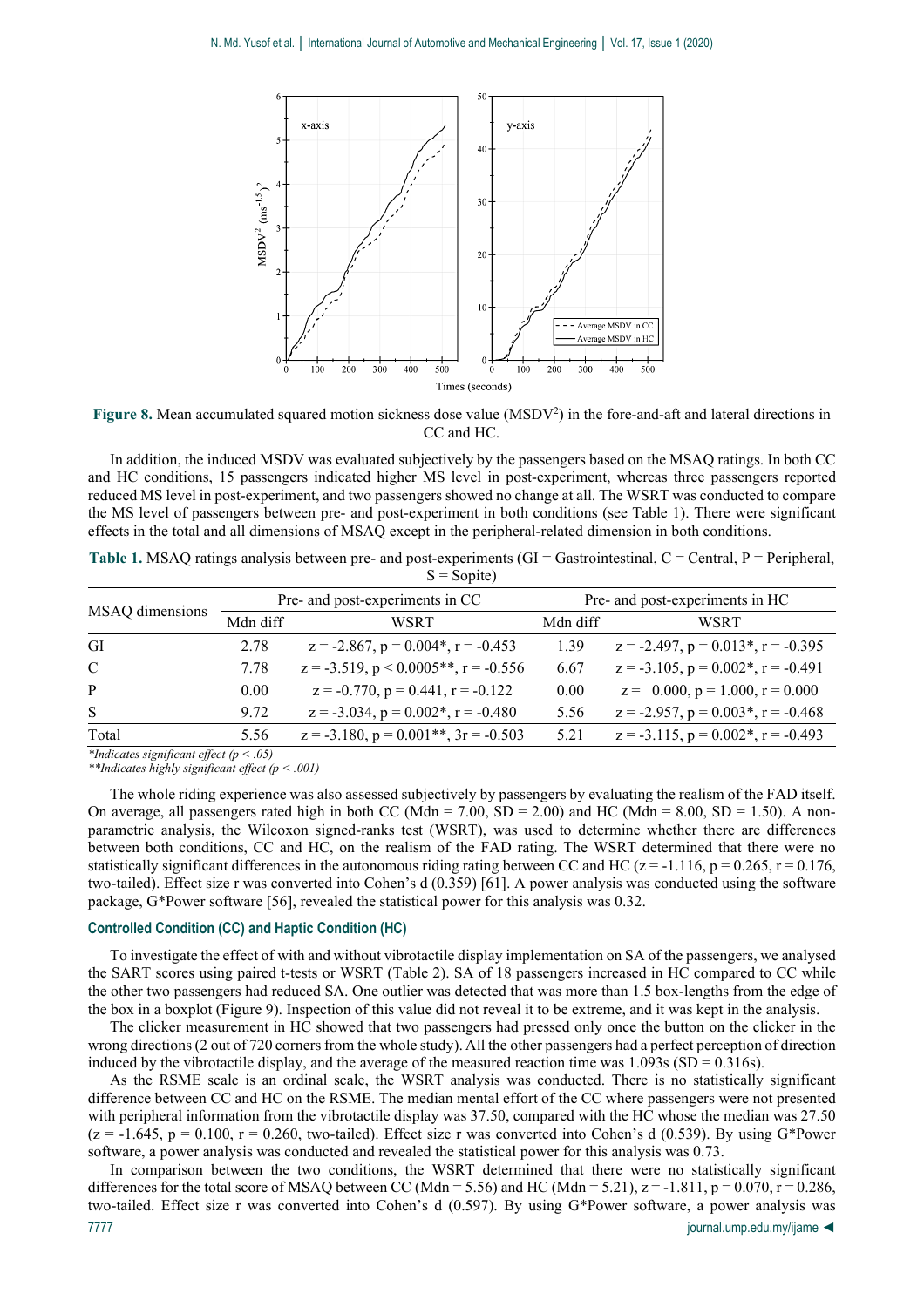x-axis

y-axis

$MSDV^2$ $(ms^{-1.5})^2$

Times (seconds)

Average MSDV in CC

Average MSDV in HC

**Figure 8.** Mean accumulated squared motion sickness dose value ($MSDV^2$) in the fore-and-aft and lateral directions in CC and HC.

In addition, the induced MSDV was evaluated subjectively by the passengers based on the MSAQ ratings. In both CC and HC conditions, 15 passengers indicated higher MS level in post-experiment, whereas three passengers reported reduced MS level in post-experiment, and two passengers showed no change at all. The WSRT was conducted to compare the MS level of passengers between pre- and post-experiment in both conditions (see Table 1). There were significant effects in the total and all dimensions of MSAQ except in the peripheral-related dimension in both conditions.

**Table 1.** MSAQ ratings analysis between pre- and post-experiments (GI = Gastrointestinal, C = Central, P = Peripheral, S = Sopite)

| MSAQ dimensions | Pre- and post-experiments in CC | | Pre- and post-experiments in HC | |
|---|---|---|---|---|
| | Mdn diff | WSRT | Mdn diff | WSRT |
| GI | 2.78 | $z = -2.867$, $p = 0.004$*, $r = -0.453$ | 1.39 | $z = -2.497$, $p = 0.013$*, $r = -0.395$ |
| C | 7.78 | $z = -3.519$, $p < 0.0005$**, $r = -0.556$ | 6.67 | $z = -3.105$, $p = 0.002$*, $r = -0.491$ |
| P | 0.00 | $z = -0.770$, $p = 0.441$, $r = -0.122$ | 0.00 | $z = 0.000$, $p = 1.000$, $r = 0.000$ |
| S | 9.72 | $z = -3.034$, $p = 0.002$*, $r = -0.480$ | 5.56 | $z = -2.957$, $p = 0.003$*, $r = -0.468$ |
| Total | 5.56 | $z = -3.180$, $p = 0.001$**, $3r = -0.503$ | 5.21 | $z = -3.115$, $p = 0.002$*, $r = -0.493$ |

*\*Indicates significant effect ($p < .05$)*
*\*\*Indicates highly significant effect ($p < .001$)*

The whole riding experience was also assessed subjectively by passengers by evaluating the realism of the FAD itself. On average, all passengers rated high in both CC (Mdn = 7.00, SD = 2.00) and HC (Mdn = 8.00, SD = 1.50). A non-parametric analysis, the Wilcoxon signed-ranks test (WSRT), was used to determine whether there are differences between both conditions, CC and HC, on the realism of the FAD rating. The WSRT determined that there were no statistically significant differences in the autonomous riding rating between CC and HC ($z = -1.116$, $p = 0.265$, $r = 0.176$, two-tailed). Effect size r was converted into Cohen's d (0.359) [61]. A power analysis was conducted using the software package, G*Power software [56], revealed the statistical power for this analysis was 0.32.

### Controlled Condition (CC) and Haptic Condition (HC)

To investigate the effect of with and without vibrotactile display implementation on SA of the passengers, we analysed the SART scores using paired t-tests or WSRT (Table 2). SA of 18 passengers increased in HC compared to CC while the other two passengers had reduced SA. One outlier was detected that was more than 1.5 box-lengths from the edge of the box in a boxplot (Figure 9). Inspection of this value did not reveal it to be extreme, and it was kept in the analysis.

The clicker measurement in HC showed that two passengers had pressed only once the button on the clicker in the wrong directions (2 out of 720 corners from the whole study). All the other passengers had a perfect perception of direction induced by the vibrotactile display, and the average of the measured reaction time was 1.093s (SD = 0.316s).

As the RSME scale is an ordinal scale, the WSRT analysis was conducted. There is no statistically significant difference between CC and HC on the RSME. The median mental effort of the CC where passengers were not presented with peripheral information from the vibrotactile display was 37.50, compared with the HC whose the median was 27.50 ($z = -1.645$, $p = 0.100$, $r = 0.260$, two-tailed). Effect size r was converted into Cohen's d (0.539). By using G*Power software, a power analysis was conducted and revealed the statistical power for this analysis was 0.73.

In comparison between the two conditions, the WSRT determined that there were no statistically significant differences for the total score of MSAQ between CC (Mdn = 5.56) and HC (Mdn = 5.21), $z = -1.811$, $p = 0.070$, $r = 0.286$, two-tailed. Effect size r was converted into Cohen's d (0.597). By using G*Power software, a power analysis was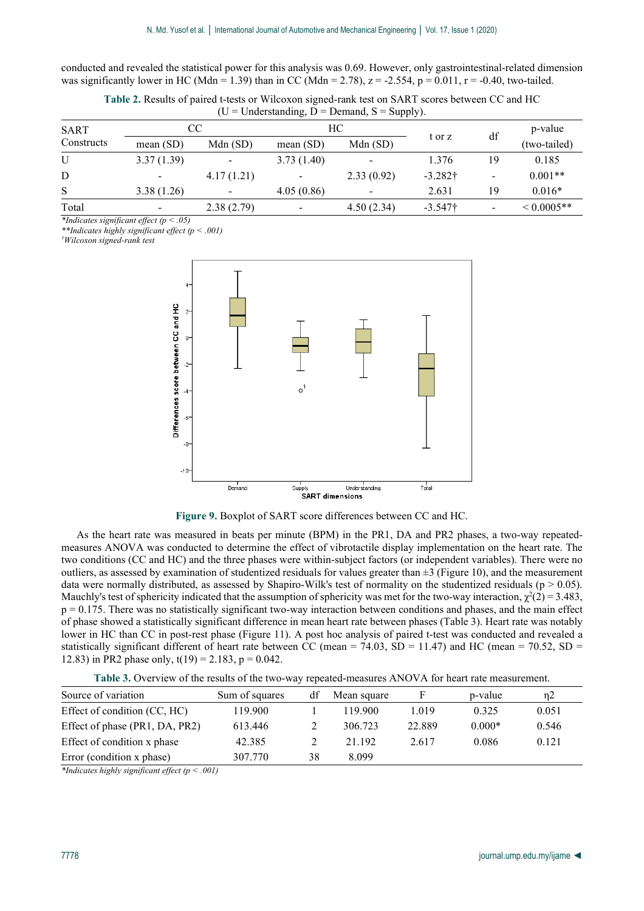conducted and revealed the statistical power for this analysis was 0.69. However, only gastrointestinal-related dimension was significantly lower in HC (Mdn = 1.39) than in CC (Mdn = 2.78), z = -2.554, p = 0.011, r = -0.40, two-tailed.

**Table 2.** Results of paired t-tests or Wilcoxon signed-rank test on SART scores between CC and HC (U = Understanding, D = Demand, S = Supply).

| SART Constructs | CC | | HC | | t or z | df | p-value |
|---|---|---|---|---|---|---|---|
| | mean (SD) | Mdn (SD) | mean (SD) | Mdn (SD) | | | (two-tailed) |
| U | 3.37 (1.39) | - | 3.73 (1.40) | - | 1.376 | 19 | 0.185 |
| D | - | 4.17 (1.21) | - | 2.33 (0.92) | -3.282† | - | 0.001** |
| S | 3.38 (1.26) | - | 4.05 (0.86) | - | 2.631 | 19 | 0.016* |
| Total | - | 2.38 (2.79) | - | 4.50 (2.34) | -3.547† | - | < 0.0005** |

*\*Indicates significant effect (p < .05)*
*\*\*Indicates highly significant effect (p < .001)*
*†Wilcoxon signed-rank test*

Differences score between CC and HC

4
2
0
-2
-4
-6
-8
-10

Demand
Supply
Understanding
Total

SART dimensions

**Figure 9.** Boxplot of SART score differences between CC and HC.

As the heart rate was measured in beats per minute (BPM) in the PR1, DA and PR2 phases, a two-way repeated-measures ANOVA was conducted to determine the effect of vibrotactile display implementation on the heart rate. The two conditions (CC and HC) and the three phases were within-subject factors (or independent variables). There were no outliers, as assessed by examination of studentized residuals for values greater than ±3 (Figure 10), and the measurement data were normally distributed, as assessed by Shapiro-Wilk's test of normality on the studentized residuals (p > 0.05). Mauchly's test of sphericity indicated that the assumption of sphericity was met for the two-way interaction, $\chi^2(2) = 3.483$, p = 0.175. There was no statistically significant two-way interaction between conditions and phases, and the main effect of phase showed a statistically significant difference in mean heart rate between phases (Table 3). Heart rate was notably lower in HC than CC in post-rest phase (Figure 11). A post hoc analysis of paired t-test was conducted and revealed a statistically significant different of heart rate between CC (mean = 74.03, SD = 11.47) and HC (mean = 70.52, SD = 12.83) in PR2 phase only, t(19) = 2.183, p = 0.042.

**Table 3.** Overview of the results of the two-way repeated-measures ANOVA for heart rate measurement.

| Source of variation | Sum of squares | df | Mean square | F | p-value | η2 |
|---|---|---|---|---|---|---|
| Effect of condition (CC, HC) | 119.900 | 1 | 119.900 | 1.019 | 0.325 | 0.051 |
| Effect of phase (PR1, DA, PR2) | 613.446 | 2 | 306.723 | 22.889 | 0.000* | 0.546 |
| Effect of condition x phase | 42.385 | 2 | 21.192 | 2.617 | 0.086 | 0.121 |
| Error (condition x phase) | 307.770 | 38 | 8.099 | | | |

*\*Indicates highly significant effect (p < .001)*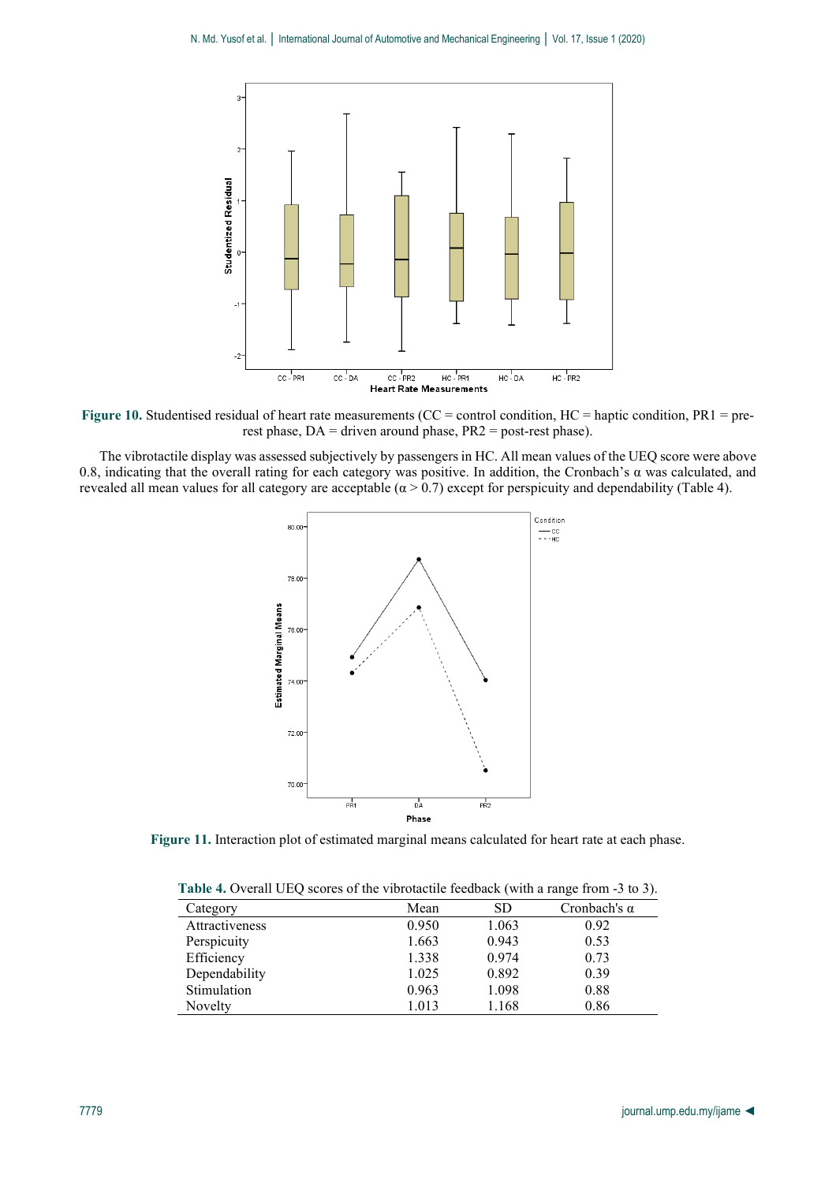Studentized Residual

3
2
1
0
-1
-2

CC - PR1
CC - DA
CC - PR2
HC - PR1
HC - DA
HC - PR2

Heart Rate Measurements

**Figure 10.** Studentised residual of heart rate measurements (CC = control condition, HC = haptic condition, PR1 = pre-rest phase, DA = driven around phase, PR2 = post-rest phase).

The vibrotactile display was assessed subjectively by passengers in HC. All mean values of the UEQ score were above 0.8, indicating that the overall rating for each category was positive. In addition, the Cronbach's α was calculated, and revealed all mean values for all category are acceptable (α > 0.7) except for perspicuity and dependability (Table 4).

Estimated Marginal Means

80.00
78.00
76.00
74.00
72.00
70.00

PR1
DA
PR2

Phase

Condition
CC
HC

**Figure 11.** Interaction plot of estimated marginal means calculated for heart rate at each phase.

**Table 4.** Overall UEQ scores of the vibrotactile feedback (with a range from -3 to 3).

| Category | Mean | SD | Cronbach's α |
|---|---|---|---|
| Attractiveness | 0.950 | 1.063 | 0.92 |
| Perspicuity | 1.663 | 0.943 | 0.53 |
| Efficiency | 1.338 | 0.974 | 0.73 |
| Dependability | 1.025 | 0.892 | 0.39 |
| Stimulation | 0.963 | 1.098 | 0.88 |
| Novelty | 1.013 | 1.168 | 0.86 |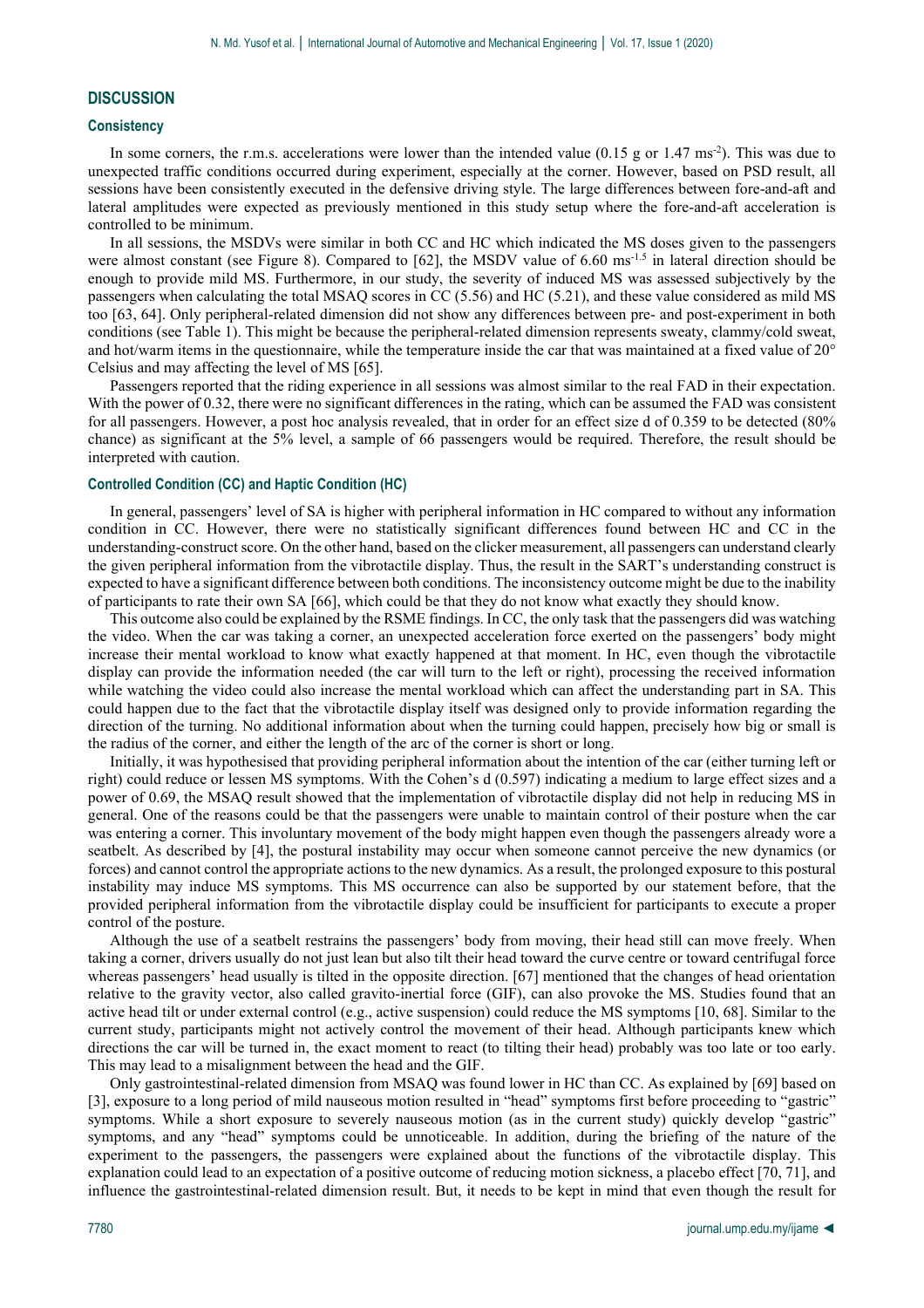## DISCUSSION

### Consistency

In some corners, the r.m.s. accelerations were lower than the intended value (0.15 g or 1.47 ms$^{-2}$). This was due to unexpected traffic conditions occurred during experiment, especially at the corner. However, based on PSD result, all sessions have been consistently executed in the defensive driving style. The large differences between fore-and-aft and lateral amplitudes were expected as previously mentioned in this study setup where the fore-and-aft acceleration is controlled to be minimum.

In all sessions, the MSDVs were similar in both CC and HC which indicated the MS doses given to the passengers were almost constant (see Figure 8). Compared to [62], the MSDV value of 6.60 ms$^{-1.5}$ in lateral direction should be enough to provide mild MS. Furthermore, in our study, the severity of induced MS was assessed subjectively by the passengers when calculating the total MSAQ scores in CC (5.56) and HC (5.21), and these value considered as mild MS too [63, 64]. Only peripheral-related dimension did not show any differences between pre- and post-experiment in both conditions (see Table 1). This might be because the peripheral-related dimension represents sweaty, clammy/cold sweat, and hot/warm items in the questionnaire, while the temperature inside the car that was maintained at a fixed value of 20° Celsius and may affecting the level of MS [65].

Passengers reported that the riding experience in all sessions was almost similar to the real FAD in their expectation. With the power of 0.32, there were no significant differences in the rating, which can be assumed the FAD was consistent for all passengers. However, a post hoc analysis revealed, that in order for an effect size d of 0.359 to be detected (80% chance) as significant at the 5% level, a sample of 66 passengers would be required. Therefore, the result should be interpreted with caution.

### Controlled Condition (CC) and Haptic Condition (HC)

In general, passengers' level of SA is higher with peripheral information in HC compared to without any information condition in CC. However, there were no statistically significant differences found between HC and CC in the understanding-construct score. On the other hand, based on the clicker measurement, all passengers can understand clearly the given peripheral information from the vibrotactile display. Thus, the result in the SART's understanding construct is expected to have a significant difference between both conditions. The inconsistency outcome might be due to the inability of participants to rate their own SA [66], which could be that they do not know what exactly they should know.

This outcome also could be explained by the RSME findings. In CC, the only task that the passengers did was watching the video. When the car was taking a corner, an unexpected acceleration force exerted on the passengers' body might increase their mental workload to know what exactly happened at that moment. In HC, even though the vibrotactile display can provide the information needed (the car will turn to the left or right), processing the received information while watching the video could also increase the mental workload which can affect the understanding part in SA. This could happen due to the fact that the vibrotactile display itself was designed only to provide information regarding the direction of the turning. No additional information about when the turning could happen, precisely how big or small is the radius of the corner, and either the length of the arc of the corner is short or long.

Initially, it was hypothesised that providing peripheral information about the intention of the car (either turning left or right) could reduce or lessen MS symptoms. With the Cohen's d (0.597) indicating a medium to large effect sizes and a power of 0.69, the MSAQ result showed that the implementation of vibrotactile display did not help in reducing MS in general. One of the reasons could be that the passengers were unable to maintain control of their posture when the car was entering a corner. This involuntary movement of the body might happen even though the passengers already wore a seatbelt. As described by [4], the postural instability may occur when someone cannot perceive the new dynamics (or forces) and cannot control the appropriate actions to the new dynamics. As a result, the prolonged exposure to this postural instability may induce MS symptoms. This MS occurrence can also be supported by our statement before, that the provided peripheral information from the vibrotactile display could be insufficient for participants to execute a proper control of the posture.

Although the use of a seatbelt restrains the passengers' body from moving, their head still can move freely. When taking a corner, drivers usually do not just lean but also tilt their head toward the curve centre or toward centrifugal force whereas passengers' head usually is tilted in the opposite direction. [67] mentioned that the changes of head orientation relative to the gravity vector, also called gravito-inertial force (GIF), can also provoke the MS. Studies found that an active head tilt or under external control (e.g., active suspension) could reduce the MS symptoms [10, 68]. Similar to the current study, participants might not actively control the movement of their head. Although participants knew which directions the car will be turned in, the exact moment to react (to tilting their head) probably was too late or too early. This may lead to a misalignment between the head and the GIF.

Only gastrointestinal-related dimension from MSAQ was found lower in HC than CC. As explained by [69] based on [3], exposure to a long period of mild nauseous motion resulted in "head" symptoms first before proceeding to "gastric" symptoms. While a short exposure to severely nauseous motion (as in the current study) quickly develop "gastric" symptoms, and any "head" symptoms could be unnoticeable. In addition, during the briefing of the nature of the experiment to the passengers, the passengers were explained about the functions of the vibrotactile display. This explanation could lead to an expectation of a positive outcome of reducing motion sickness, a placebo effect [70, 71], and influence the gastrointestinal-related dimension result. But, it needs to be kept in mind that even though the result for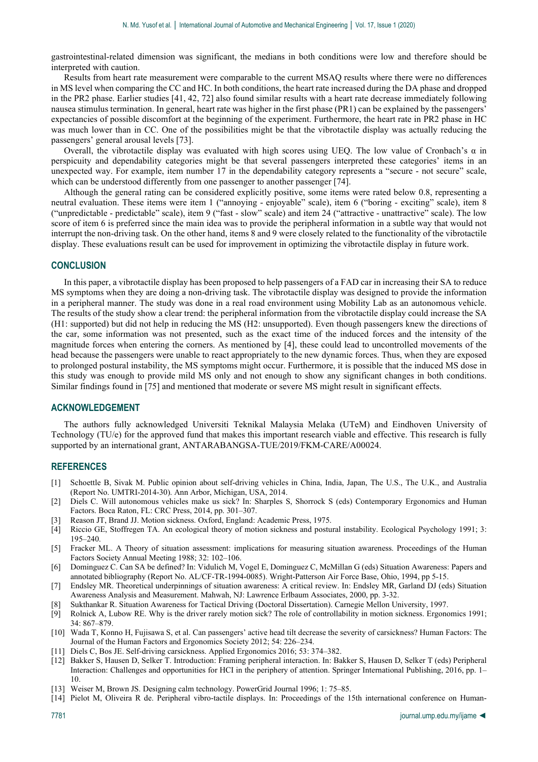gastrointestinal-related dimension was significant, the medians in both conditions were low and therefore should be interpreted with caution.

Results from heart rate measurement were comparable to the current MSAQ results where there were no differences in MS level when comparing the CC and HC. In both conditions, the heart rate increased during the DA phase and dropped in the PR2 phase. Earlier studies [41, 42, 72] also found similar results with a heart rate decrease immediately following nausea stimulus termination. In general, heart rate was higher in the first phase (PR1) can be explained by the passengers' expectancies of possible discomfort at the beginning of the experiment. Furthermore, the heart rate in PR2 phase in HC was much lower than in CC. One of the possibilities might be that the vibrotactile display was actually reducing the passengers' general arousal levels [73].

Overall, the vibrotactile display was evaluated with high scores using UEQ. The low value of Cronbach's α in perspicuity and dependability categories might be that several passengers interpreted these categories' items in an unexpected way. For example, item number 17 in the dependability category represents a "secure - not secure" scale, which can be understood differently from one passenger to another passenger [74].

Although the general rating can be considered explicitly positive, some items were rated below 0.8, representing a neutral evaluation. These items were item 1 ("annoying - enjoyable" scale), item 6 ("boring - exciting" scale), item 8 ("unpredictable - predictable" scale), item 9 ("fast - slow" scale) and item 24 ("attractive - unattractive" scale). The low score of item 6 is preferred since the main idea was to provide the peripheral information in a subtle way that would not interrupt the non-driving task. On the other hand, items 8 and 9 were closely related to the functionality of the vibrotactile display. These evaluations result can be used for improvement in optimizing the vibrotactile display in future work.

## CONCLUSION

In this paper, a vibrotactile display has been proposed to help passengers of a FAD car in increasing their SA to reduce MS symptoms when they are doing a non-driving task. The vibrotactile display was designed to provide the information in a peripheral manner. The study was done in a real road environment using Mobility Lab as an autonomous vehicle. The results of the study show a clear trend: the peripheral information from the vibrotactile display could increase the SA (H1: supported) but did not help in reducing the MS (H2: unsupported). Even though passengers knew the directions of the car, some information was not presented, such as the exact time of the induced forces and the intensity of the magnitude forces when entering the corners. As mentioned by [4], these could lead to uncontrolled movements of the head because the passengers were unable to react appropriately to the new dynamic forces. Thus, when they are exposed to prolonged postural instability, the MS symptoms might occur. Furthermore, it is possible that the induced MS dose in this study was enough to provide mild MS only and not enough to show any significant changes in both conditions. Similar findings found in [75] and mentioned that moderate or severe MS might result in significant effects.

## ACKNOWLEDGEMENT

The authors fully acknowledged Universiti Teknikal Malaysia Melaka (UTeM) and Eindhoven University of Technology (TU/e) for the approved fund that makes this important research viable and effective. This research is fully supported by an international grant, ANTARABANGSA-TUE/2019/FKM-CARE/A00024.

## REFERENCES

[1] Schoettle B, Sivak M. Public opinion about self-driving vehicles in China, India, Japan, The U.S., The U.K., and Australia (Report No. UMTRI-2014-30). Ann Arbor, Michigan, USA, 2014.

[2] Diels C. Will autonomous vehicles make us sick? In: Sharples S, Shorrock S (eds) Contemporary Ergonomics and Human Factors. Boca Raton, FL: CRC Press, 2014, pp. 301–307.

[3] Reason JT, Brand JJ. Motion sickness. Oxford, England: Academic Press, 1975.

[4] Riccio GE, Stoffregen TA. An ecological theory of motion sickness and postural instability. Ecological Psychology 1991; 3: 195–240.

[5] Fracker ML. A Theory of situation assessment: implications for measuring situation awareness. Proceedings of the Human Factors Society Annual Meeting 1988; 32: 102–106.

[6] Dominguez C. Can SA be defined? In: Vidulich M, Vogel E, Dominguez C, McMillan G (eds) Situation Awareness: Papers and annotated bibliography (Report No. AL/CF-TR-1994-0085). Wright-Patterson Air Force Base, Ohio, 1994, pp 5-15.

[7] Endsley MR. Theoretical underpinnings of situation awareness: A critical review. In: Endsley MR, Garland DJ (eds) Situation Awareness Analysis and Measurement. Mahwah, NJ: Lawrence Erlbaum Associates, 2000, pp. 3-32.

[8] Sukthankar R. Situation Awareness for Tactical Driving (Doctoral Dissertation). Carnegie Mellon University, 1997.

[9] Rolnick A, Lubow RE. Why is the driver rarely motion sick? The role of controllability in motion sickness. Ergonomics 1991; 34: 867–879.

[10] Wada T, Konno H, Fujisawa S, et al. Can passengers' active head tilt decrease the severity of carsickness? Human Factors: The Journal of the Human Factors and Ergonomics Society 2012; 54: 226–234.

[11] Diels C, Bos JE. Self-driving carsickness. Applied Ergonomics 2016; 53: 374–382.

[12] Bakker S, Hausen D, Selker T. Introduction: Framing peripheral interaction. In: Bakker S, Hausen D, Selker T (eds) Peripheral Interaction: Challenges and opportunities for HCI in the periphery of attention. Springer International Publishing, 2016, pp. 1–10.

[13] Weiser M, Brown JS. Designing calm technology. PowerGrid Journal 1996; 1: 75–85.

[14] Pielot M, Oliveira R de. Peripheral vibro-tactile displays. In: Proceedings of the 15th international conference on Human-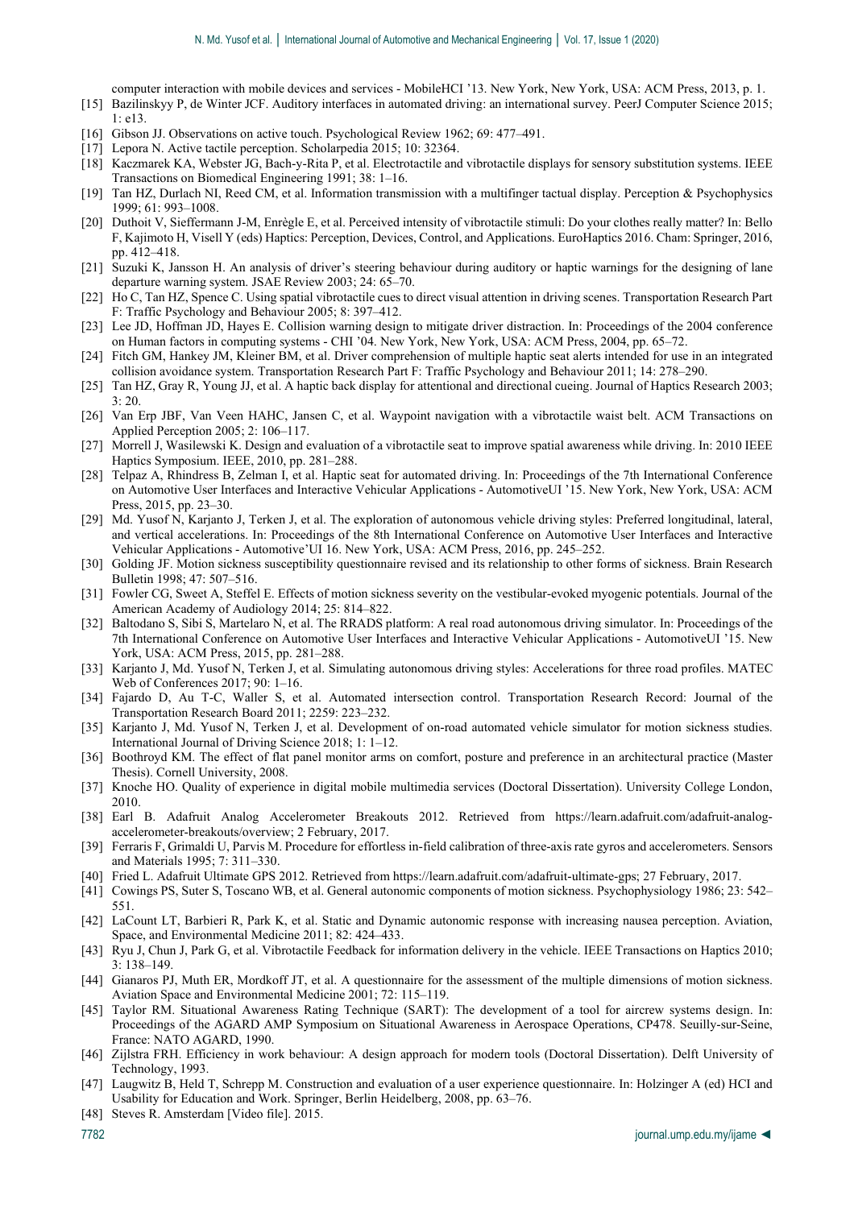computer interaction with mobile devices and services - MobileHCI '13. New York, New York, USA: ACM Press, 2013, p. 1.

[15] Bazilinskyy P, de Winter JCF. Auditory interfaces in automated driving: an international survey. PeerJ Computer Science 2015; 1: e13.

[16] Gibson JJ. Observations on active touch. Psychological Review 1962; 69: 477–491.

[17] Lepora N. Active tactile perception. Scholarpedia 2015; 10: 32364.

[18] Kaczmarek KA, Webster JG, Bach-y-Rita P, et al. Electrotactile and vibrotactile displays for sensory substitution systems. IEEE Transactions on Biomedical Engineering 1991; 38: 1–16.

[19] Tan HZ, Durlach NI, Reed CM, et al. Information transmission with a multifinger tactual display. Perception & Psychophysics 1999; 61: 993–1008.

[20] Duthoit V, Sieffermann J-M, Enrègle E, et al. Perceived intensity of vibrotactile stimuli: Do your clothes really matter? In: Bello F, Kajimoto H, Visell Y (eds) Haptics: Perception, Devices, Control, and Applications. EuroHaptics 2016. Cham: Springer, 2016, pp. 412–418.

[21] Suzuki K, Jansson H. An analysis of driver's steering behaviour during auditory or haptic warnings for the designing of lane departure warning system. JSAE Review 2003; 24: 65–70.

[22] Ho C, Tan HZ, Spence C. Using spatial vibrotactile cues to direct visual attention in driving scenes. Transportation Research Part F: Traffic Psychology and Behaviour 2005; 8: 397–412.

[23] Lee JD, Hoffman JD, Hayes E. Collision warning design to mitigate driver distraction. In: Proceedings of the 2004 conference on Human factors in computing systems - CHI '04. New York, New York, USA: ACM Press, 2004, pp. 65–72.

[24] Fitch GM, Hankey JM, Kleiner BM, et al. Driver comprehension of multiple haptic seat alerts intended for use in an integrated collision avoidance system. Transportation Research Part F: Traffic Psychology and Behaviour 2011; 14: 278–290.

[25] Tan HZ, Gray R, Young JJ, et al. A haptic back display for attentional and directional cueing. Journal of Haptics Research 2003; 3: 20.

[26] Van Erp JBF, Van Veen HAHC, Jansen C, et al. Waypoint navigation with a vibrotactile waist belt. ACM Transactions on Applied Perception 2005; 2: 106–117.

[27] Morrell J, Wasilewski K. Design and evaluation of a vibrotactile seat to improve spatial awareness while driving. In: 2010 IEEE Haptics Symposium. IEEE, 2010, pp. 281–288.

[28] Telpaz A, Rhindress B, Zelman I, et al. Haptic seat for automated driving. In: Proceedings of the 7th International Conference on Automotive User Interfaces and Interactive Vehicular Applications - AutomotiveUI '15. New York, New York, USA: ACM Press, 2015, pp. 23–30.

[29] Md. Yusof N, Karjanto J, Terken J, et al. The exploration of autonomous vehicle driving styles: Preferred longitudinal, lateral, and vertical accelerations. In: Proceedings of the 8th International Conference on Automotive User Interfaces and Interactive Vehicular Applications - Automotive'UI 16. New York, USA: ACM Press, 2016, pp. 245–252.

[30] Golding JF. Motion sickness susceptibility questionnaire revised and its relationship to other forms of sickness. Brain Research Bulletin 1998; 47: 507–516.

[31] Fowler CG, Sweet A, Steffel E. Effects of motion sickness severity on the vestibular-evoked myogenic potentials. Journal of the American Academy of Audiology 2014; 25: 814–822.

[32] Baltodano S, Sibi S, Martelaro N, et al. The RRADS platform: A real road autonomous driving simulator. In: Proceedings of the 7th International Conference on Automotive User Interfaces and Interactive Vehicular Applications - AutomotiveUI '15. New York, USA: ACM Press, 2015, pp. 281–288.

[33] Karjanto J, Md. Yusof N, Terken J, et al. Simulating autonomous driving styles: Accelerations for three road profiles. MATEC Web of Conferences 2017; 90: 1–16.

[34] Fajardo D, Au T-C, Waller S, et al. Automated intersection control. Transportation Research Record: Journal of the Transportation Research Board 2011; 2259: 223–232.

[35] Karjanto J, Md. Yusof N, Terken J, et al. Development of on-road automated vehicle simulator for motion sickness studies. International Journal of Driving Science 2018; 1: 1–12.

[36] Boothroyd KM. The effect of flat panel monitor arms on comfort, posture and preference in an architectural practice (Master Thesis). Cornell University, 2008.

[37] Knoche HO. Quality of experience in digital mobile multimedia services (Doctoral Dissertation). University College London, 2010.

[38] Earl B. Adafruit Analog Accelerometer Breakouts 2012. Retrieved from https://learn.adafruit.com/adafruit-analog-accelerometer-breakouts/overview; 2 February, 2017.

[39] Ferraris F, Grimaldi U, Parvis M. Procedure for effortless in-field calibration of three-axis rate gyros and accelerometers. Sensors and Materials 1995; 7: 311–330.

[40] Fried L. Adafruit Ultimate GPS 2012. Retrieved from https://learn.adafruit.com/adafruit-ultimate-gps; 27 February, 2017.

[41] Cowings PS, Suter S, Toscano WB, et al. General autonomic components of motion sickness. Psychophysiology 1986; 23: 542–551.

[42] LaCount LT, Barbieri R, Park K, et al. Static and Dynamic autonomic response with increasing nausea perception. Aviation, Space, and Environmental Medicine 2011; 82: 424–433.

[43] Ryu J, Chun J, Park G, et al. Vibrotactile Feedback for information delivery in the vehicle. IEEE Transactions on Haptics 2010; 3: 138–149.

[44] Gianaros PJ, Muth ER, Mordkoff JT, et al. A questionnaire for the assessment of the multiple dimensions of motion sickness. Aviation Space and Environmental Medicine 2001; 72: 115–119.

[45] Taylor RM. Situational Awareness Rating Technique (SART): The development of a tool for aircrew systems design. In: Proceedings of the AGARD AMP Symposium on Situational Awareness in Aerospace Operations, CP478. Seuilly-sur-Seine, France: NATO AGARD, 1990.

[46] Zijlstra FRH. Efficiency in work behaviour: A design approach for modern tools (Doctoral Dissertation). Delft University of Technology, 1993.

[47] Laugwitz B, Held T, Schrepp M. Construction and evaluation of a user experience questionnaire. In: Holzinger A (ed) HCI and Usability for Education and Work. Springer, Berlin Heidelberg, 2008, pp. 63–76.

[48] Steves R. Amsterdam [Video file]. 2015.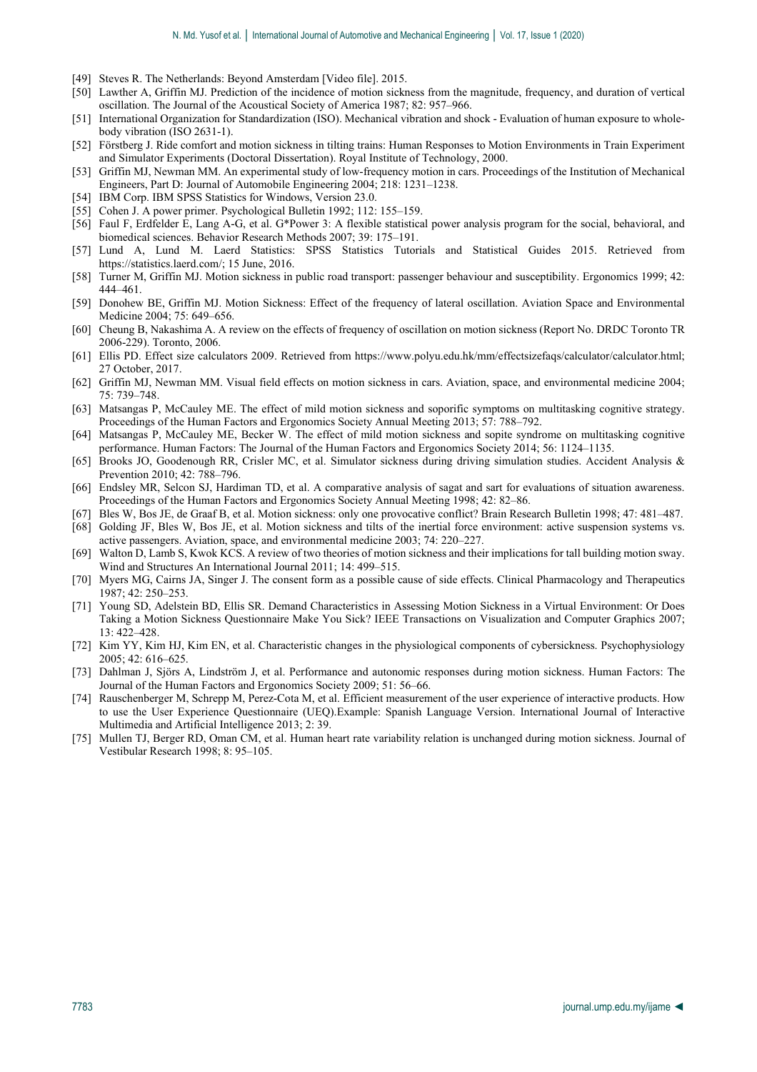[49] Steves R. The Netherlands: Beyond Amsterdam [Video file]. 2015.
[50] Lawther A, Griffin MJ. Prediction of the incidence of motion sickness from the magnitude, frequency, and duration of vertical oscillation. The Journal of the Acoustical Society of America 1987; 82: 957–966.
[51] International Organization for Standardization (ISO). Mechanical vibration and shock - Evaluation of human exposure to whole-body vibration (ISO 2631-1).
[52] Förstberg J. Ride comfort and motion sickness in tilting trains: Human Responses to Motion Environments in Train Experiment and Simulator Experiments (Doctoral Dissertation). Royal Institute of Technology, 2000.
[53] Griffin MJ, Newman MM. An experimental study of low-frequency motion in cars. Proceedings of the Institution of Mechanical Engineers, Part D: Journal of Automobile Engineering 2004; 218: 1231–1238.
[54] IBM Corp. IBM SPSS Statistics for Windows, Version 23.0.
[55] Cohen J. A power primer. Psychological Bulletin 1992; 112: 155–159.
[56] Faul F, Erdfelder E, Lang A-G, et al. G*Power 3: A flexible statistical power analysis program for the social, behavioral, and biomedical sciences. Behavior Research Methods 2007; 39: 175–191.
[57] Lund A, Lund M. Laerd Statistics: SPSS Statistics Tutorials and Statistical Guides 2015. Retrieved from https://statistics.laerd.com/; 15 June, 2016.
[58] Turner M, Griffin MJ. Motion sickness in public road transport: passenger behaviour and susceptibility. Ergonomics 1999; 42: 444–461.
[59] Donohew BE, Griffin MJ. Motion Sickness: Effect of the frequency of lateral oscillation. Aviation Space and Environmental Medicine 2004; 75: 649–656.
[60] Cheung B, Nakashima A. A review on the effects of frequency of oscillation on motion sickness (Report No. DRDC Toronto TR 2006-229). Toronto, 2006.
[61] Ellis PD. Effect size calculators 2009. Retrieved from https://www.polyu.edu.hk/mm/effectsizefaqs/calculator/calculator.html; 27 October, 2017.
[62] Griffin MJ, Newman MM. Visual field effects on motion sickness in cars. Aviation, space, and environmental medicine 2004; 75: 739–748.
[63] Matsangas P, McCauley ME. The effect of mild motion sickness and soporific symptoms on multitasking cognitive strategy. Proceedings of the Human Factors and Ergonomics Society Annual Meeting 2013; 57: 788–792.
[64] Matsangas P, McCauley ME, Becker W. The effect of mild motion sickness and sopite syndrome on multitasking cognitive performance. Human Factors: The Journal of the Human Factors and Ergonomics Society 2014; 56: 1124–1135.
[65] Brooks JO, Goodenough RR, Crisler MC, et al. Simulator sickness during driving simulation studies. Accident Analysis & Prevention 2010; 42: 788–796.
[66] Endsley MR, Selcon SJ, Hardiman TD, et al. A comparative analysis of sagat and sart for evaluations of situation awareness. Proceedings of the Human Factors and Ergonomics Society Annual Meeting 1998; 42: 82–86.
[67] Bles W, Bos JE, de Graaf B, et al. Motion sickness: only one provocative conflict? Brain Research Bulletin 1998; 47: 481–487.
[68] Golding JF, Bles W, Bos JE, et al. Motion sickness and tilts of the inertial force environment: active suspension systems vs. active passengers. Aviation, space, and environmental medicine 2003; 74: 220–227.
[69] Walton D, Lamb S, Kwok KCS. A review of two theories of motion sickness and their implications for tall building motion sway. Wind and Structures An International Journal 2011; 14: 499–515.
[70] Myers MG, Cairns JA, Singer J. The consent form as a possible cause of side effects. Clinical Pharmacology and Therapeutics 1987; 42: 250–253.
[71] Young SD, Adelstein BD, Ellis SR. Demand Characteristics in Assessing Motion Sickness in a Virtual Environment: Or Does Taking a Motion Sickness Questionnaire Make You Sick? IEEE Transactions on Visualization and Computer Graphics 2007; 13: 422–428.
[72] Kim YY, Kim HJ, Kim EN, et al. Characteristic changes in the physiological components of cybersickness. Psychophysiology 2005; 42: 616–625.
[73] Dahlman J, Sjörs A, Lindström J, et al. Performance and autonomic responses during motion sickness. Human Factors: The Journal of the Human Factors and Ergonomics Society 2009; 51: 56–66.
[74] Rauschenberger M, Schrepp M, Perez-Cota M, et al. Efficient measurement of the user experience of interactive products. How to use the User Experience Questionnaire (UEQ).Example: Spanish Language Version. International Journal of Interactive Multimedia and Artificial Intelligence 2013; 2: 39.
[75] Mullen TJ, Berger RD, Oman CM, et al. Human heart rate variability relation is unchanged during motion sickness. Journal of Vestibular Research 1998; 8: 95–105.